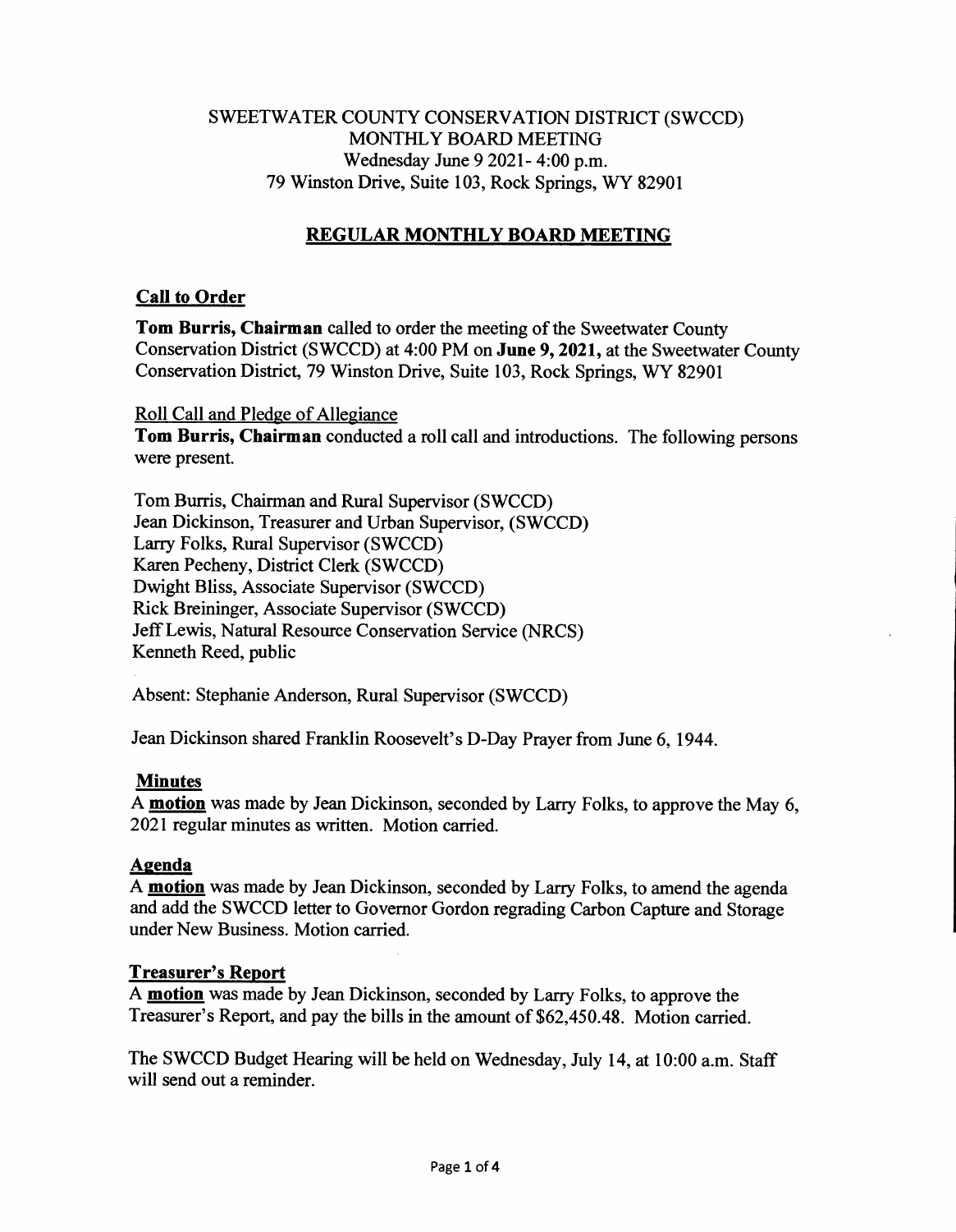# SWEETWATER COUNTY CONSERVATION DISTRICT (SWCCD)
MONTHLY BOARD MEETING
Wednesday June 9 2021- 4:00 p.m.
79 Winston Drive, Suite 103, Rock Springs, WY 82901

## REGULAR MONTHLY BOARD MEETING

### Call to Order

**Tom Burris, Chairman** called to order the meeting of the Sweetwater County Conservation District (SWCCD) at 4:00 PM on **June 9, 2021,** at the Sweetwater County Conservation District, 79 Winston Drive, Suite 103, Rock Springs, WY 82901

Roll Call and Pledge of Allegiance
**Tom Burris, Chairman** conducted a roll call and introductions. The following persons were present.

Tom Burris, Chairman and Rural Supervisor (SWCCD)
Jean Dickinson, Treasurer and Urban Supervisor, (SWCCD)
Larry Folks, Rural Supervisor (SWCCD)
Karen Pecheny, District Clerk (SWCCD)
Dwight Bliss, Associate Supervisor (SWCCD)
Rick Breininger, Associate Supervisor (SWCCD)
Jeff Lewis, Natural Resource Conservation Service (NRCS)
Kenneth Reed, public

Absent: Stephanie Anderson, Rural Supervisor (SWCCD)

Jean Dickinson shared Franklin Roosevelt's D-Day Prayer from June 6, 1944.

### Minutes

A **motion** was made by Jean Dickinson, seconded by Larry Folks, to approve the May 6, 2021 regular minutes as written. Motion carried.

### Agenda

A **motion** was made by Jean Dickinson, seconded by Larry Folks, to amend the agenda and add the SWCCD letter to Governor Gordon regrading Carbon Capture and Storage under New Business. Motion carried.

### Treasurer's Report

A **motion** was made by Jean Dickinson, seconded by Larry Folks, to approve the Treasurer's Report, and pay the bills in the amount of $62,450.48. Motion carried.

The SWCCD Budget Hearing will be held on Wednesday, July 14, at 10:00 a.m. Staff will send out a reminder.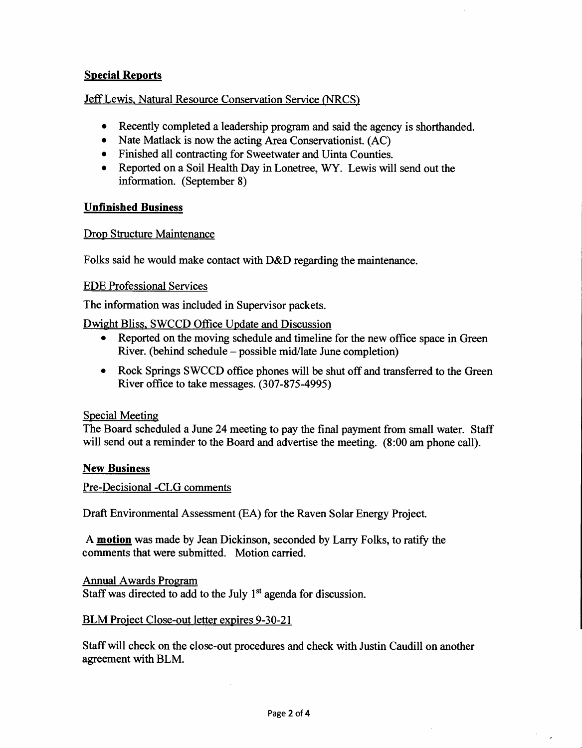## **Special Reports**

Jeff Lewis, Natural Resource Conservation Service (NRCS)

- Recently completed a leadership program and said the agency is shorthanded.
- Nate Matlack is now the acting Area Conservationist. (AC)
- Finished all contracting for Sweetwater and Uinta Counties.
- Reported on a Soil Health Day in Lonetree, WY. Lewis will send out the information. (September 8)

## **Unfinished Business**

Drop Structure Maintenance

Folks said he would make contact with D&D regarding the maintenance.

EDE Professional Services

The information was included in Supervisor packets.

Dwight Bliss, SWCCD Office Update and Discussion

- Reported on the moving schedule and timeline for the new office space in Green River. (behind schedule – possible mid/late June completion)
- Rock Springs SWCCD office phones will be shut off and transferred to the Green River office to take messages. (307-875-4995)

Special Meeting

The Board scheduled a June 24 meeting to pay the final payment from small water. Staff will send out a reminder to the Board and advertise the meeting. (8:00 am phone call).

## **New Business**

Pre-Decisional -CLG comments

Draft Environmental Assessment (EA) for the Raven Solar Energy Project.

A **motion** was made by Jean Dickinson, seconded by Larry Folks, to ratify the comments that were submitted. Motion carried.

Annual Awards Program

Staff was directed to add to the July 1st agenda for discussion.

BLM Project Close-out letter expires 9-30-21

Staff will check on the close-out procedures and check with Justin Caudill on another agreement with BLM.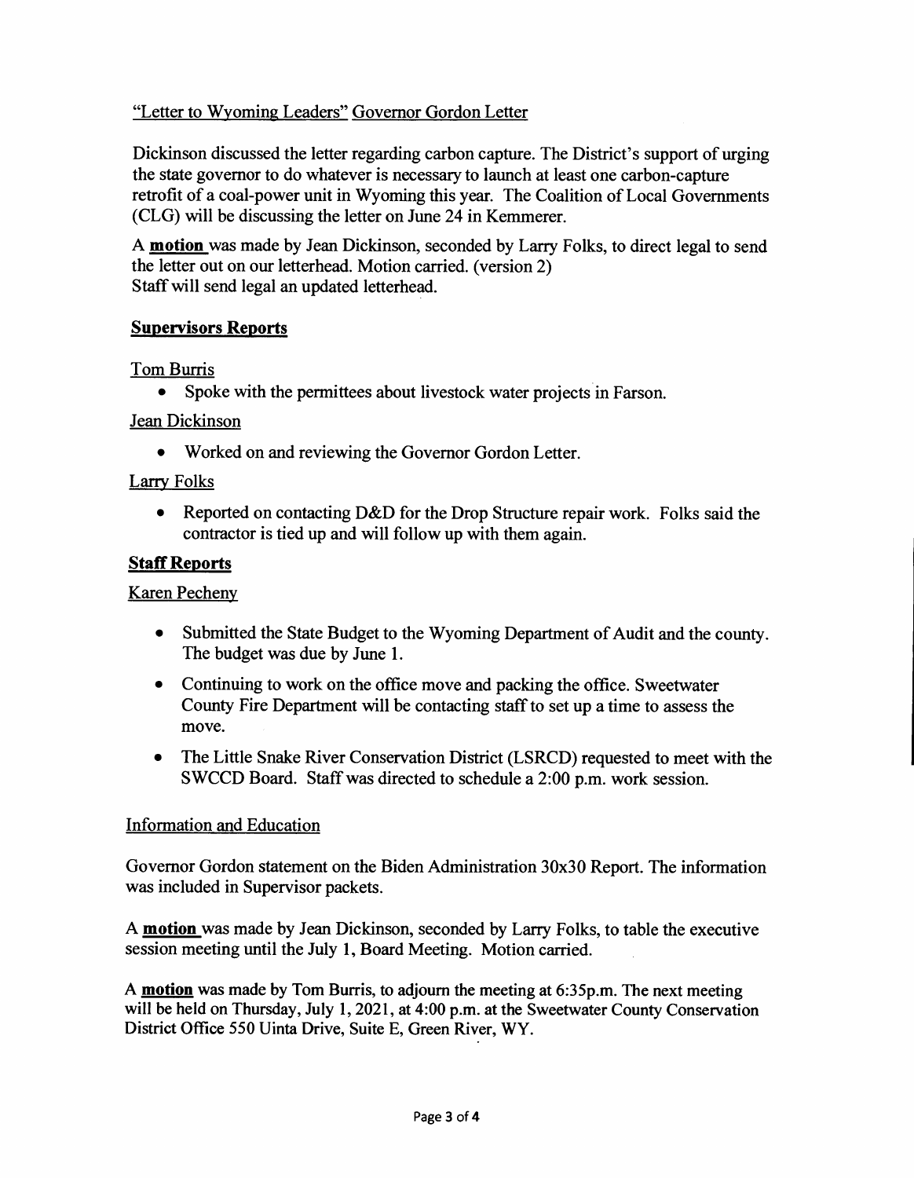"Letter to Wyoming Leaders" Governor Gordon Letter

Dickinson discussed the letter regarding carbon capture. The District's support of urging the state governor to do whatever is necessary to launch at least one carbon-capture retrofit of a coal-power unit in Wyoming this year. The Coalition of Local Governments (CLG) will be discussing the letter on June 24 in Kemmerer.

A **motion** was made by Jean Dickinson, seconded by Larry Folks, to direct legal to send the letter out on our letterhead. Motion carried. (version 2)
Staff will send legal an updated letterhead.

## Supervisors Reports

Tom Burris

- Spoke with the permittees about livestock water projects in Farson.

Jean Dickinson

- Worked on and reviewing the Governor Gordon Letter.

Larry Folks

- Reported on contacting D&D for the Drop Structure repair work. Folks said the contractor is tied up and will follow up with them again.

## Staff Reports

Karen Pecheny

- Submitted the State Budget to the Wyoming Department of Audit and the county. The budget was due by June 1.
- Continuing to work on the office move and packing the office. Sweetwater County Fire Department will be contacting staff to set up a time to assess the move.
- The Little Snake River Conservation District (LSRCD) requested to meet with the SWCCD Board. Staff was directed to schedule a 2:00 p.m. work session.

Information and Education

Governor Gordon statement on the Biden Administration 30x30 Report. The information was included in Supervisor packets.

A **motion** was made by Jean Dickinson, seconded by Larry Folks, to table the executive session meeting until the July 1, Board Meeting. Motion carried.

A **motion** was made by Tom Burris, to adjourn the meeting at 6:35p.m. The next meeting will be held on Thursday, July 1, 2021, at 4:00 p.m. at the Sweetwater County Conservation District Office 550 Uinta Drive, Suite E, Green River, WY.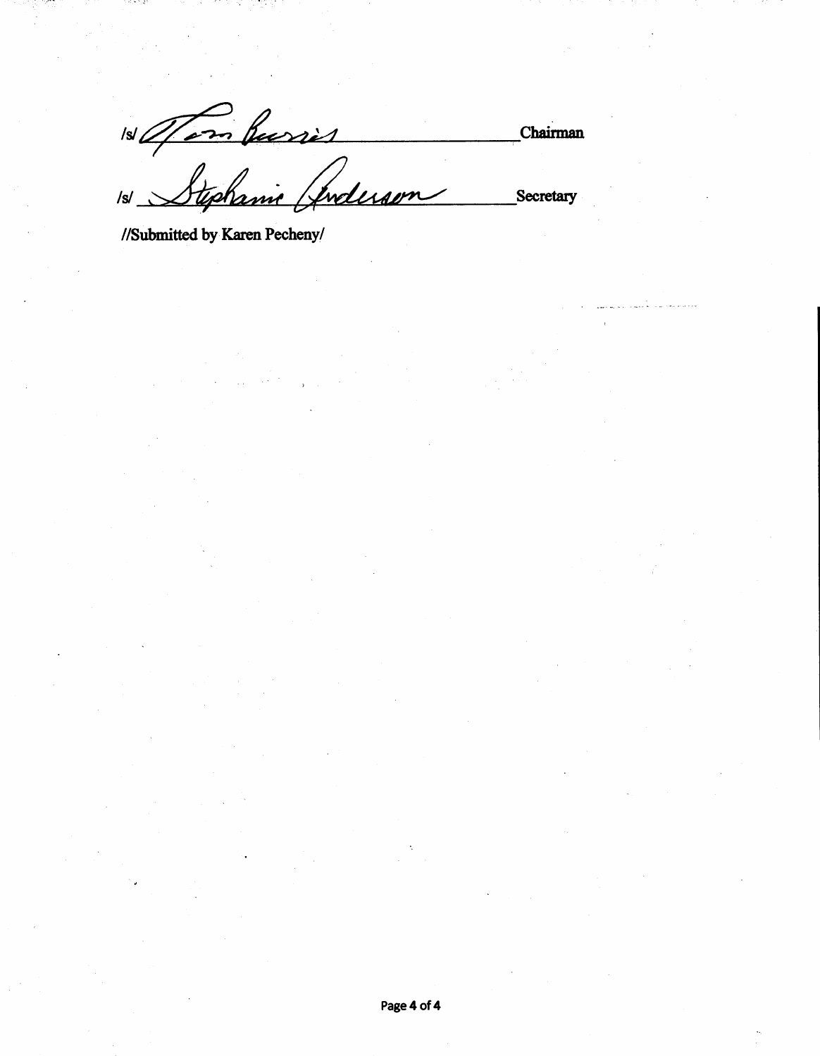/s/ Tom Burris Chairman

/s/ Stephanie Anderson Secretary

**//Submitted by Karen Pecheny/**